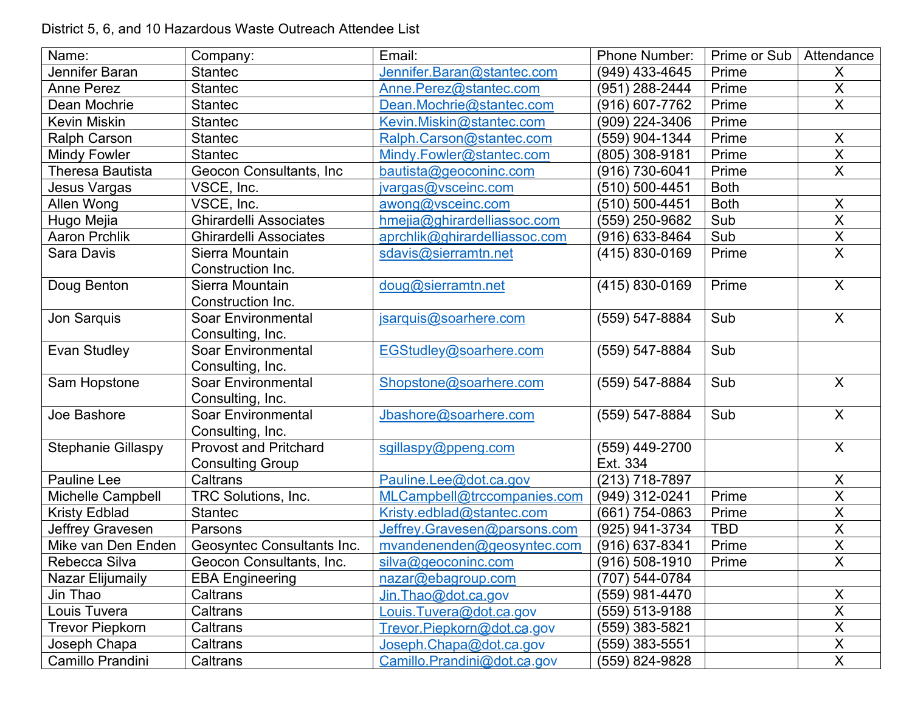District 5, 6, and 10 Hazardous Waste Outreach Attendee List

| Name: | Company: | Email: | Phone Number: | Prime or Sub | Attendance |
|---|---|---|---|---|---|
| Jennifer Baran | Stantec | Jennifer.Baran@stantec.com | (949) 433-4645 | Prime | X |
| Anne Perez | Stantec | Anne.Perez@stantec.com | (951) 288-2444 | Prime | X |
| Dean Mochrie | Stantec | Dean.Mochrie@stantec.com | (916) 607-7762 | Prime | X |
| Kevin Miskin | Stantec | Kevin.Miskin@stantec.com | (909) 224-3406 | Prime | |
| Ralph Carson | Stantec | Ralph.Carson@stantec.com | (559) 904-1344 | Prime | X |
| Mindy Fowler | Stantec | Mindy.Fowler@stantec.com | (805) 308-9181 | Prime | X |
| Theresa Bautista | Geocon Consultants, Inc | bautista@geoconinc.com | (916) 730-6041 | Prime | X |
| Jesus Vargas | VSCE, Inc. | jvargas@vsceinc.com | (510) 500-4451 | Both | |
| Allen Wong | VSCE, Inc. | awong@vsceinc.com | (510) 500-4451 | Both | X |
| Hugo Mejia | Ghirardelli Associates | hmejia@ghirardelliassoc.com | (559) 250-9682 | Sub | X |
| Aaron Prchlik | Ghirardelli Associates | aprchlik@ghirardelliassoc.com | (916) 633-8464 | Sub | X |
| Sara Davis | Sierra Mountain Construction Inc. | sdavis@sierramtn.net | (415) 830-0169 | Prime | X |
| Doug Benton | Sierra Mountain Construction Inc. | doug@sierramtn.net | (415) 830-0169 | Prime | X |
| Jon Sarquis | Soar Environmental Consulting, Inc. | jsarquis@soarhere.com | (559) 547-8884 | Sub | X |
| Evan Studley | Soar Environmental Consulting, Inc. | EGStudley@soarhere.com | (559) 547-8884 | Sub | |
| Sam Hopstone | Soar Environmental Consulting, Inc. | Shopstone@soarhere.com | (559) 547-8884 | Sub | X |
| Joe Bashore | Soar Environmental Consulting, Inc. | Jbashore@soarhere.com | (559) 547-8884 | Sub | X |
| Stephanie Gillaspy | Provost and Pritchard Consulting Group | sgillaspy@ppeng.com | (559) 449-2700 Ext. 334 | | X |
| Pauline Lee | Caltrans | Pauline.Lee@dot.ca.gov | (213) 718-7897 | | X |
| Michelle Campbell | TRC Solutions, Inc. | MLCampbell@trccompanies.com | (949) 312-0241 | Prime | X |
| Kristy Edblad | Stantec | Kristy.edblad@stantec.com | (661) 754-0863 | Prime | X |
| Jeffrey Gravesen | Parsons | Jeffrey.Gravesen@parsons.com | (925) 941-3734 | TBD | X |
| Mike van Den Enden | Geosyntec Consultants Inc. | mvandenenden@geosyntec.com | (916) 637-8341 | Prime | X |
| Rebecca Silva | Geocon Consultants, Inc. | silva@geoconinc.com | (916) 508-1910 | Prime | X |
| Nazar Elijumaily | EBA Engineering | nazar@ebagroup.com | (707) 544-0784 | | |
| Jin Thao | Caltrans | Jin.Thao@dot.ca.gov | (559) 981-4470 | | X |
| Louis Tuvera | Caltrans | Louis.Tuvera@dot.ca.gov | (559) 513-9188 | | X |
| Trevor Piepkorn | Caltrans | Trevor.Piepkorn@dot.ca.gov | (559) 383-5821 | | X |
| Joseph Chapa | Caltrans | Joseph.Chapa@dot.ca.gov | (559) 383-5551 | | X |
| Camillo Prandini | Caltrans | Camillo.Prandini@dot.ca.gov | (559) 824-9828 | | X |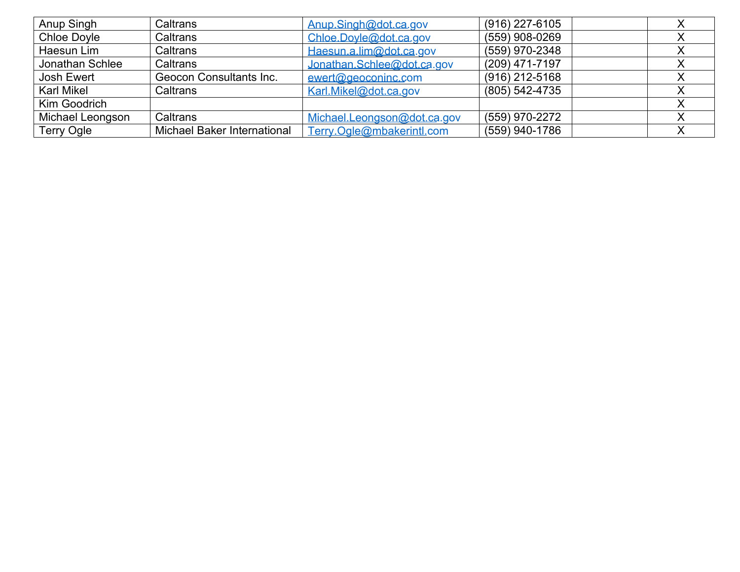| | | | | | |
|---|---|---|---|---|---|
| Anup Singh | Caltrans | Anup.Singh@dot.ca.gov | (916) 227-6105 | | X |
| Chloe Doyle | Caltrans | Chloe.Doyle@dot.ca.gov | (559) 908-0269 | | X |
| Haesun Lim | Caltrans | Haesun.a.lim@dot.ca.gov | (559) 970-2348 | | X |
| Jonathan Schlee | Caltrans | Jonathan.Schlee@dot.ca.gov | (209) 471-7197 | | X |
| Josh Ewert | Geocon Consultants Inc. | ewert@geoconinc.com | (916) 212-5168 | | X |
| Karl Mikel | Caltrans | Karl.Mikel@dot.ca.gov | (805) 542-4735 | | X |
| Kim Goodrich | | | | | X |
| Michael Leongson | Caltrans | Michael.Leongson@dot.ca.gov | (559) 970-2272 | | X |
| Terry Ogle | Michael Baker International | Terry.Ogle@mbakerintl.com | (559) 940-1786 | | X |